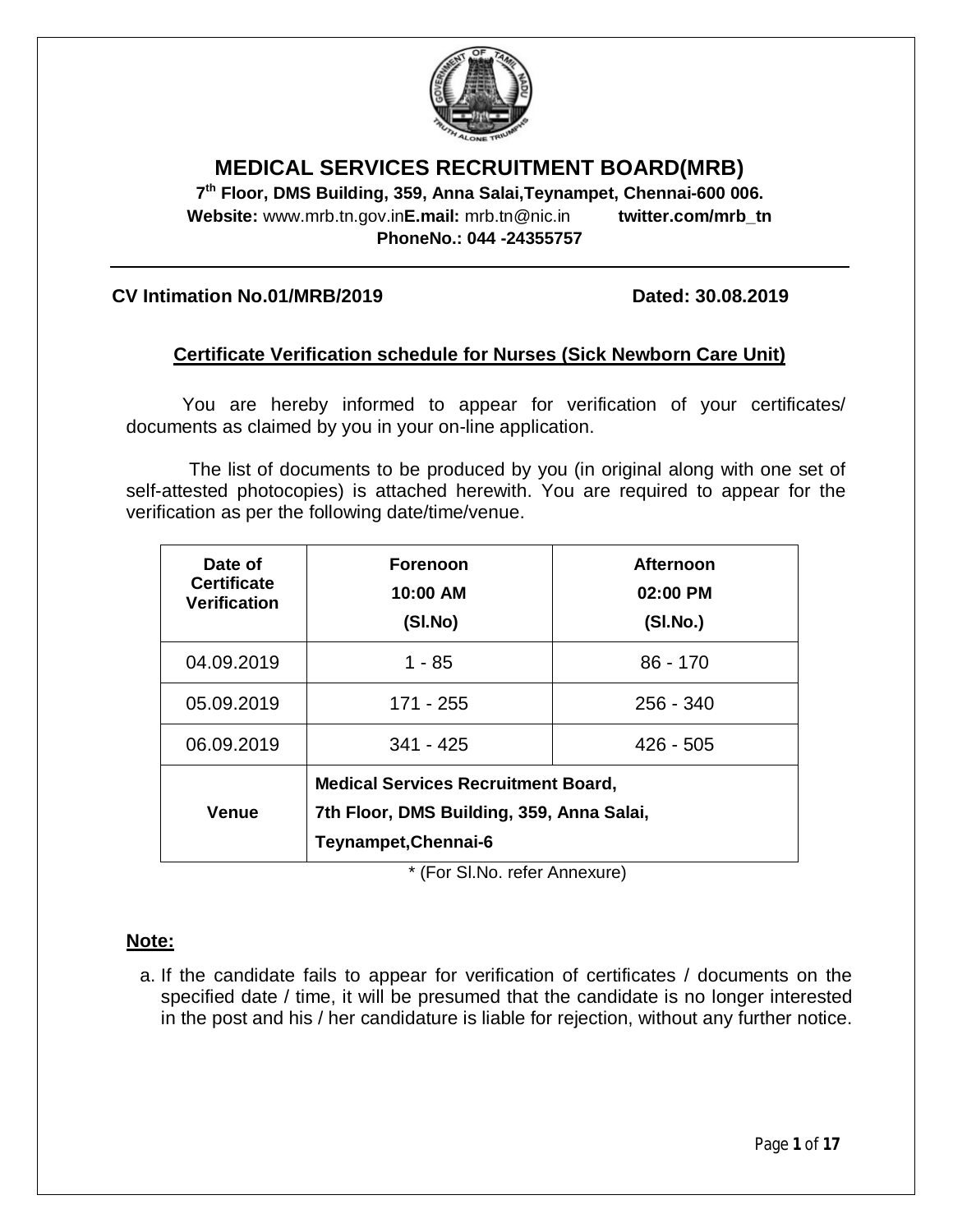# MEDICAL SERVICES RECRUITMENT BOARD(MRB)

**7th Floor, DMS Building, 359, Anna Salai,Teynampet, Chennai-600 006.**
**Website:** www.mrb.tn.gov.in **E.mail:** mrb.tn@nic.in **twitter.com/mrb_tn**
**PhoneNo.: 044 -24355757**

---

**CV Intimation No.01/MRB/2019** **Dated: 30.08.2019**

## Certificate Verification schedule for Nurses (Sick Newborn Care Unit)

You are hereby informed to appear for verification of your certificates/ documents as claimed by you in your on-line application.

The list of documents to be produced by you (in original along with one set of self-attested photocopies) is attached herewith. You are required to appear for the verification as per the following date/time/venue.

| Date of Certificate Verification | Forenoon 10:00 AM (Sl.No) | Afternoon 02:00 PM (Sl.No.) |
|---|---|---|
| 04.09.2019 | 1 - 85 | 86 - 170 |
| 05.09.2019 | 171 - 255 | 256 - 340 |
| 06.09.2019 | 341 - 425 | 426 - 505 |
| **Venue** | **Medical Services Recruitment Board, 7th Floor, DMS Building, 359, Anna Salai, Teynampet,Chennai-6** | |

\* (For Sl.No. refer Annexure)

**Note:**

a. If the candidate fails to appear for verification of certificates / documents on the specified date / time, it will be presumed that the candidate is no longer interested in the post and his / her candidature is liable for rejection, without any further notice.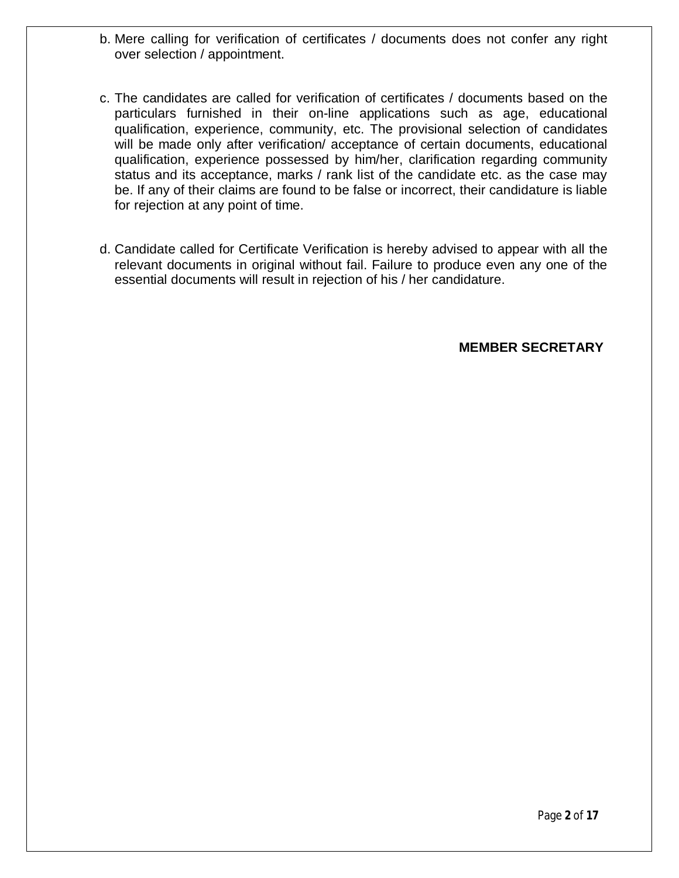b. Mere calling for verification of certificates / documents does not confer any right over selection / appointment.

c. The candidates are called for verification of certificates / documents based on the particulars furnished in their on-line applications such as age, educational qualification, experience, community, etc. The provisional selection of candidates will be made only after verification/ acceptance of certain documents, educational qualification, experience possessed by him/her, clarification regarding community status and its acceptance, marks / rank list of the candidate etc. as the case may be. If any of their claims are found to be false or incorrect, their candidature is liable for rejection at any point of time.

d. Candidate called for Certificate Verification is hereby advised to appear with all the relevant documents in original without fail. Failure to produce even any one of the essential documents will result in rejection of his / her candidature.

**MEMBER SECRETARY**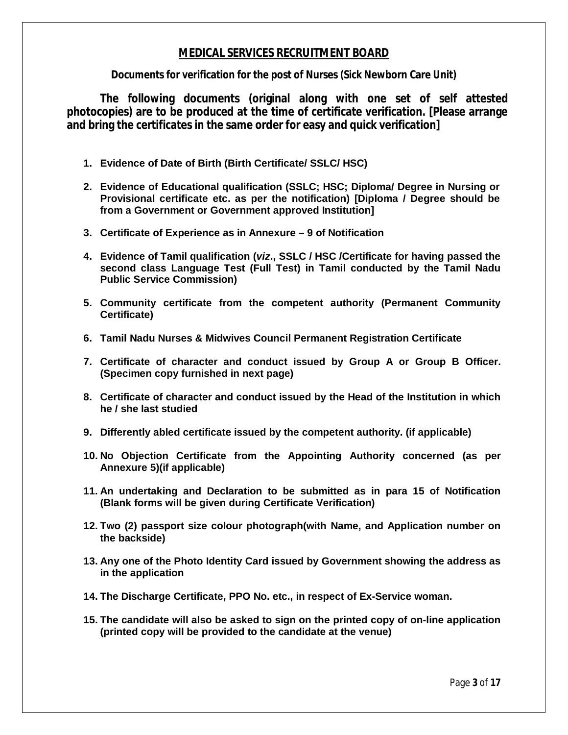# MEDICAL SERVICES RECRUITMENT BOARD

**Documents for verification for the post of Nurses (Sick Newborn Care Unit)**

**The following documents (original along with one set of self attested photocopies) are to be produced at the time of certificate verification. [Please arrange and bring the certificates in the same order for easy and quick verification]**

1. **Evidence of Date of Birth (Birth Certificate/ SSLC/ HSC)**
2. **Evidence of Educational qualification (SSLC; HSC; Diploma/ Degree in Nursing or Provisional certificate etc. as per the notification) [Diploma / Degree should be from a Government or Government approved Institution]**
3. **Certificate of Experience as in Annexure – 9 of Notification**
4. **Evidence of Tamil qualification (*viz*., SSLC / HSC /Certificate for having passed the second class Language Test (Full Test) in Tamil conducted by the Tamil Nadu Public Service Commission)**
5. **Community certificate from the competent authority (Permanent Community Certificate)**
6. **Tamil Nadu Nurses & Midwives Council Permanent Registration Certificate**
7. **Certificate of character and conduct issued by Group A or Group B Officer. (Specimen copy furnished in next page)**
8. **Certificate of character and conduct issued by the Head of the Institution in which he / she last studied**
9. **Differently abled certificate issued by the competent authority. (if applicable)**
10. **No Objection Certificate from the Appointing Authority concerned (as per Annexure 5)(if applicable)**
11. **An undertaking and Declaration to be submitted as in para 15 of Notification (Blank forms will be given during Certificate Verification)**
12. **Two (2) passport size colour photograph(with Name, and Application number on the backside)**
13. **Any one of the Photo Identity Card issued by Government showing the address as in the application**
14. **The Discharge Certificate, PPO No. etc., in respect of Ex-Service woman.**
15. **The candidate will also be asked to sign on the printed copy of on-line application (printed copy will be provided to the candidate at the venue)**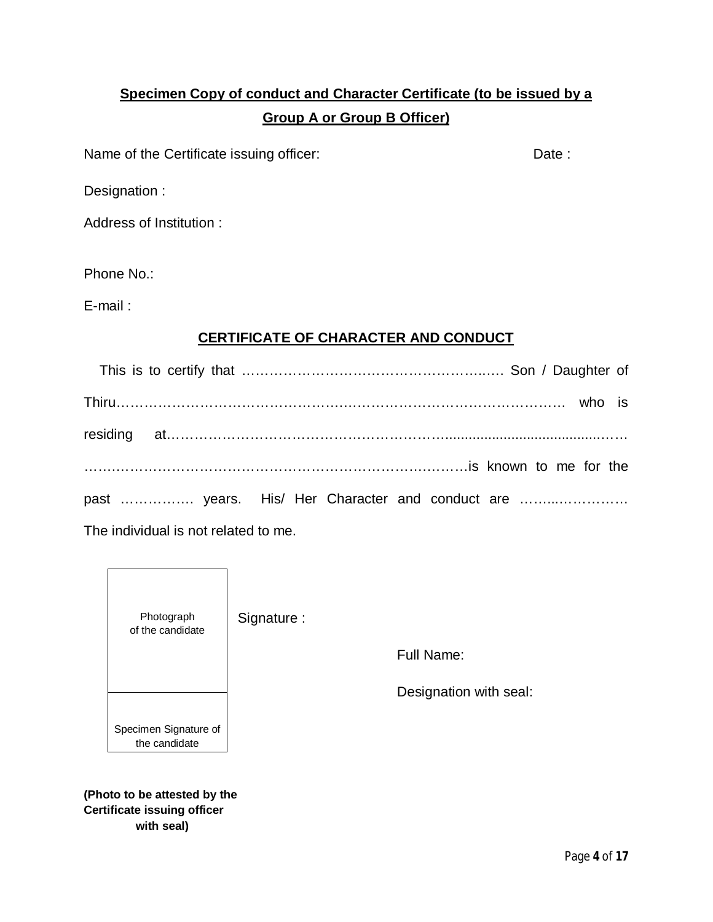## Specimen Copy of conduct and Character Certificate (to be issued by a Group A or Group B Officer)

Name of the Certificate issuing officer: Date :

Designation :

Address of Institution :

Phone No.:

E-mail :

### CERTIFICATE OF CHARACTER AND CONDUCT

This is to certify that ……………………………………………….…. Son / Daughter of Thiru……………………………………………………………………………………. who is residing at…………………………………………………….........................................……………………………………………………………………………………is known to me for the past ……………. years. His/ Her Character and conduct are ……..…………… The individual is not related to me.

| Photograph of the candidate |
| --- |
| Specimen Signature of the candidate |

Signature :

Full Name:

Designation with seal:

**(Photo to be attested by the Certificate issuing officer with seal)**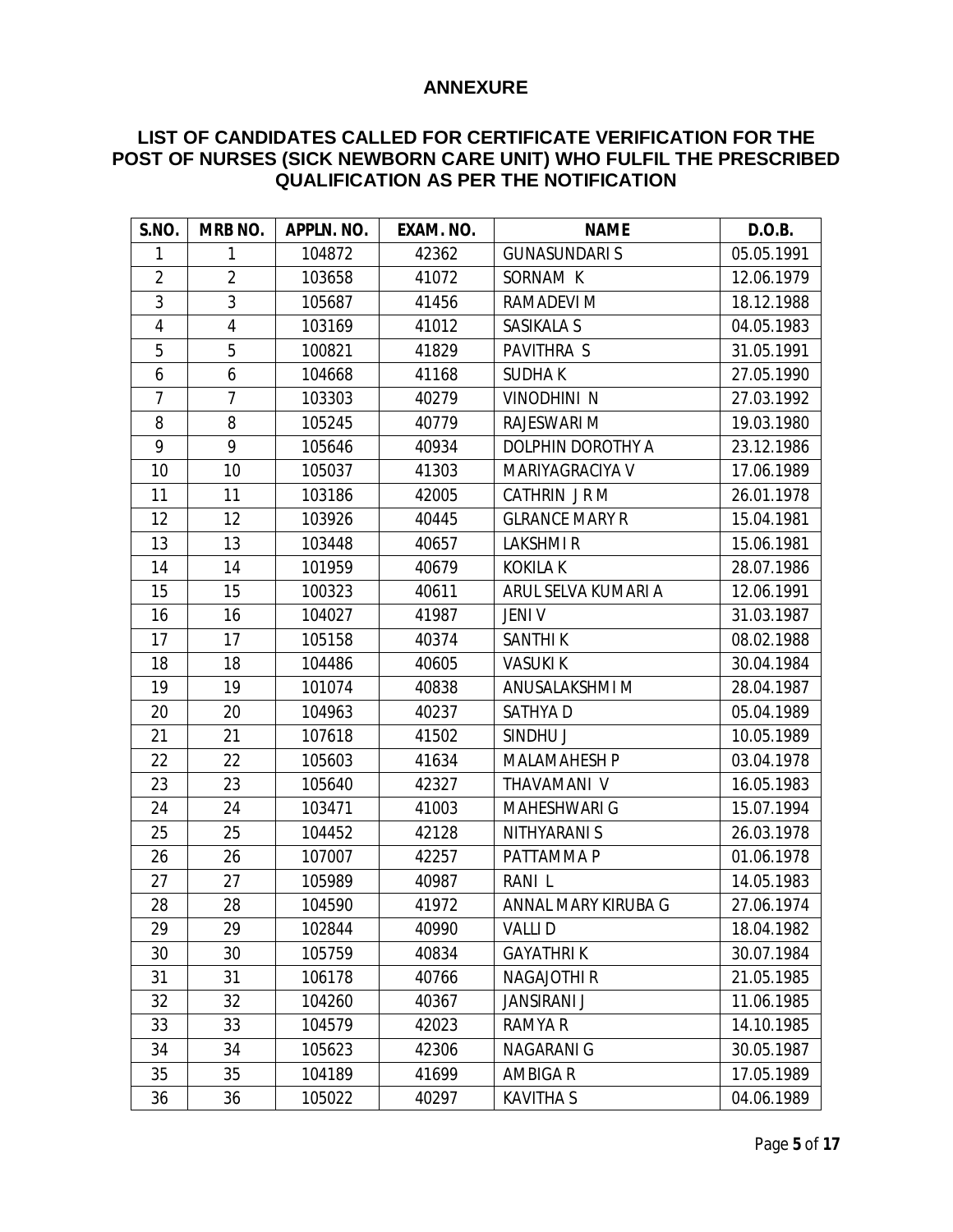# ANNEXURE

## LIST OF CANDIDATES CALLED FOR CERTIFICATE VERIFICATION FOR THE POST OF NURSES (SICK NEWBORN CARE UNIT) WHO FULFIL THE PRESCRIBED QUALIFICATION AS PER THE NOTIFICATION

| S.NO. | MRB NO. | APPLN. NO. | EXAM. NO. | NAME | D.O.B. |
|---|---|---|---|---|---|
| 1 | 1 | 104872 | 42362 | GUNASUNDARI S | 05.05.1991 |
| 2 | 2 | 103658 | 41072 | SORNAM K | 12.06.1979 |
| 3 | 3 | 105687 | 41456 | RAMADEVI M | 18.12.1988 |
| 4 | 4 | 103169 | 41012 | SASIKALA S | 04.05.1983 |
| 5 | 5 | 100821 | 41829 | PAVITHRA S | 31.05.1991 |
| 6 | 6 | 104668 | 41168 | SUDHA K | 27.05.1990 |
| 7 | 7 | 103303 | 40279 | VINODHINI N | 27.03.1992 |
| 8 | 8 | 105245 | 40779 | RAJESWARI M | 19.03.1980 |
| 9 | 9 | 105646 | 40934 | DOLPHIN DOROTHY A | 23.12.1986 |
| 10 | 10 | 105037 | 41303 | MARIYAGRACIYA V | 17.06.1989 |
| 11 | 11 | 103186 | 42005 | CATHRIN J R M | 26.01.1978 |
| 12 | 12 | 103926 | 40445 | GLRANCE MARY R | 15.04.1981 |
| 13 | 13 | 103448 | 40657 | LAKSHMI R | 15.06.1981 |
| 14 | 14 | 101959 | 40679 | KOKILA K | 28.07.1986 |
| 15 | 15 | 100323 | 40611 | ARUL SELVA KUMARI A | 12.06.1991 |
| 16 | 16 | 104027 | 41987 | JENI V | 31.03.1987 |
| 17 | 17 | 105158 | 40374 | SANTHI K | 08.02.1988 |
| 18 | 18 | 104486 | 40605 | VASUKI K | 30.04.1984 |
| 19 | 19 | 101074 | 40838 | ANUSALAKSHMI M | 28.04.1987 |
| 20 | 20 | 104963 | 40237 | SATHYA D | 05.04.1989 |
| 21 | 21 | 107618 | 41502 | SINDHU J | 10.05.1989 |
| 22 | 22 | 105603 | 41634 | MALAMAHESH P | 03.04.1978 |
| 23 | 23 | 105640 | 42327 | THAVAMANI V | 16.05.1983 |
| 24 | 24 | 103471 | 41003 | MAHESHWARI G | 15.07.1994 |
| 25 | 25 | 104452 | 42128 | NITHYARANI S | 26.03.1978 |
| 26 | 26 | 107007 | 42257 | PATTAMMA P | 01.06.1978 |
| 27 | 27 | 105989 | 40987 | RANI L | 14.05.1983 |
| 28 | 28 | 104590 | 41972 | ANNAL MARY KIRUBA G | 27.06.1974 |
| 29 | 29 | 102844 | 40990 | VALLI D | 18.04.1982 |
| 30 | 30 | 105759 | 40834 | GAYATHRI K | 30.07.1984 |
| 31 | 31 | 106178 | 40766 | NAGAJOTHI R | 21.05.1985 |
| 32 | 32 | 104260 | 40367 | JANSIRANI J | 11.06.1985 |
| 33 | 33 | 104579 | 42023 | RAMYA R | 14.10.1985 |
| 34 | 34 | 105623 | 42306 | NAGARANI G | 30.05.1987 |
| 35 | 35 | 104189 | 41699 | AMBIGA R | 17.05.1989 |
| 36 | 36 | 105022 | 40297 | KAVITHA S | 04.06.1989 |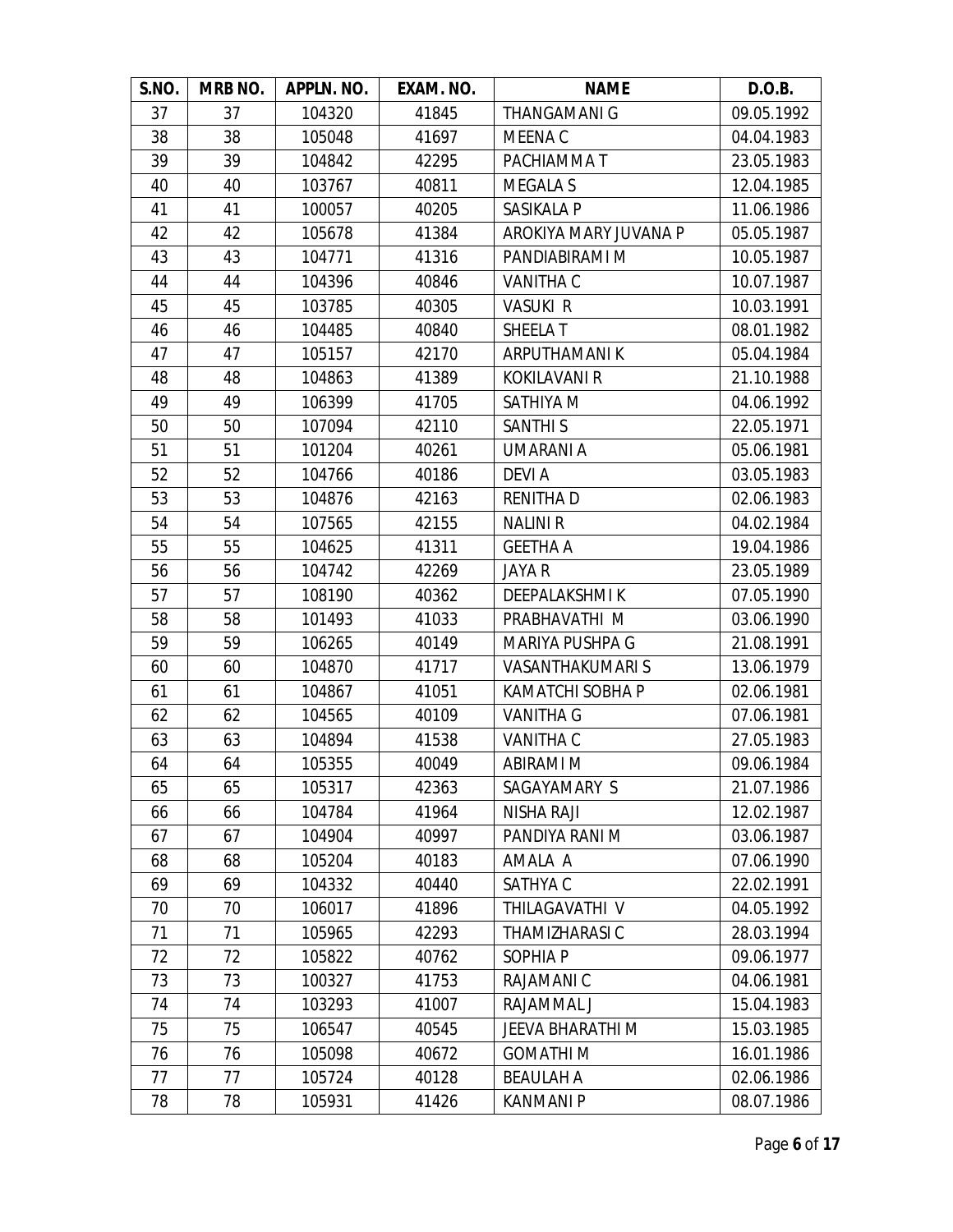| S.NO. | MRB NO. | APPLN. NO. | EXAM. NO. | NAME | D.O.B. |
|---|---|---|---|---|---|
| 37 | 37 | 104320 | 41845 | THANGAMANI G | 09.05.1992 |
| 38 | 38 | 105048 | 41697 | MEENA C | 04.04.1983 |
| 39 | 39 | 104842 | 42295 | PACHIAMMA T | 23.05.1983 |
| 40 | 40 | 103767 | 40811 | MEGALA S | 12.04.1985 |
| 41 | 41 | 100057 | 40205 | SASIKALA P | 11.06.1986 |
| 42 | 42 | 105678 | 41384 | AROKIYA MARY JUVANA P | 05.05.1987 |
| 43 | 43 | 104771 | 41316 | PANDIABIRAMI M | 10.05.1987 |
| 44 | 44 | 104396 | 40846 | VANITHA C | 10.07.1987 |
| 45 | 45 | 103785 | 40305 | VASUKI R | 10.03.1991 |
| 46 | 46 | 104485 | 40840 | SHEELA T | 08.01.1982 |
| 47 | 47 | 105157 | 42170 | ARPUTHAMANI K | 05.04.1984 |
| 48 | 48 | 104863 | 41389 | KOKILAVANI R | 21.10.1988 |
| 49 | 49 | 106399 | 41705 | SATHIYA M | 04.06.1992 |
| 50 | 50 | 107094 | 42110 | SANTHI S | 22.05.1971 |
| 51 | 51 | 101204 | 40261 | UMARANI A | 05.06.1981 |
| 52 | 52 | 104766 | 40186 | DEVI A | 03.05.1983 |
| 53 | 53 | 104876 | 42163 | RENITHA D | 02.06.1983 |
| 54 | 54 | 107565 | 42155 | NALINI R | 04.02.1984 |
| 55 | 55 | 104625 | 41311 | GEETHA A | 19.04.1986 |
| 56 | 56 | 104742 | 42269 | JAYA R | 23.05.1989 |
| 57 | 57 | 108190 | 40362 | DEEPALAKSHMI K | 07.05.1990 |
| 58 | 58 | 101493 | 41033 | PRABHAVATHI M | 03.06.1990 |
| 59 | 59 | 106265 | 40149 | MARIYA PUSHPA G | 21.08.1991 |
| 60 | 60 | 104870 | 41717 | VASANTHAKUMARI S | 13.06.1979 |
| 61 | 61 | 104867 | 41051 | KAMATCHI SOBHA P | 02.06.1981 |
| 62 | 62 | 104565 | 40109 | VANITHA G | 07.06.1981 |
| 63 | 63 | 104894 | 41538 | VANITHA C | 27.05.1983 |
| 64 | 64 | 105355 | 40049 | ABIRAMI M | 09.06.1984 |
| 65 | 65 | 105317 | 42363 | SAGAYAMARY S | 21.07.1986 |
| 66 | 66 | 104784 | 41964 | NISHA RAJI | 12.02.1987 |
| 67 | 67 | 104904 | 40997 | PANDIYA RANI M | 03.06.1987 |
| 68 | 68 | 105204 | 40183 | AMALA A | 07.06.1990 |
| 69 | 69 | 104332 | 40440 | SATHYA C | 22.02.1991 |
| 70 | 70 | 106017 | 41896 | THILAGAVATHI V | 04.05.1992 |
| 71 | 71 | 105965 | 42293 | THAMIZHARASI C | 28.03.1994 |
| 72 | 72 | 105822 | 40762 | SOPHIA P | 09.06.1977 |
| 73 | 73 | 100327 | 41753 | RAJAMANI C | 04.06.1981 |
| 74 | 74 | 103293 | 41007 | RAJAMMAL J | 15.04.1983 |
| 75 | 75 | 106547 | 40545 | JEEVA BHARATHI M | 15.03.1985 |
| 76 | 76 | 105098 | 40672 | GOMATHI M | 16.01.1986 |
| 77 | 77 | 105724 | 40128 | BEAULAH A | 02.06.1986 |
| 78 | 78 | 105931 | 41426 | KANMANI P | 08.07.1986 |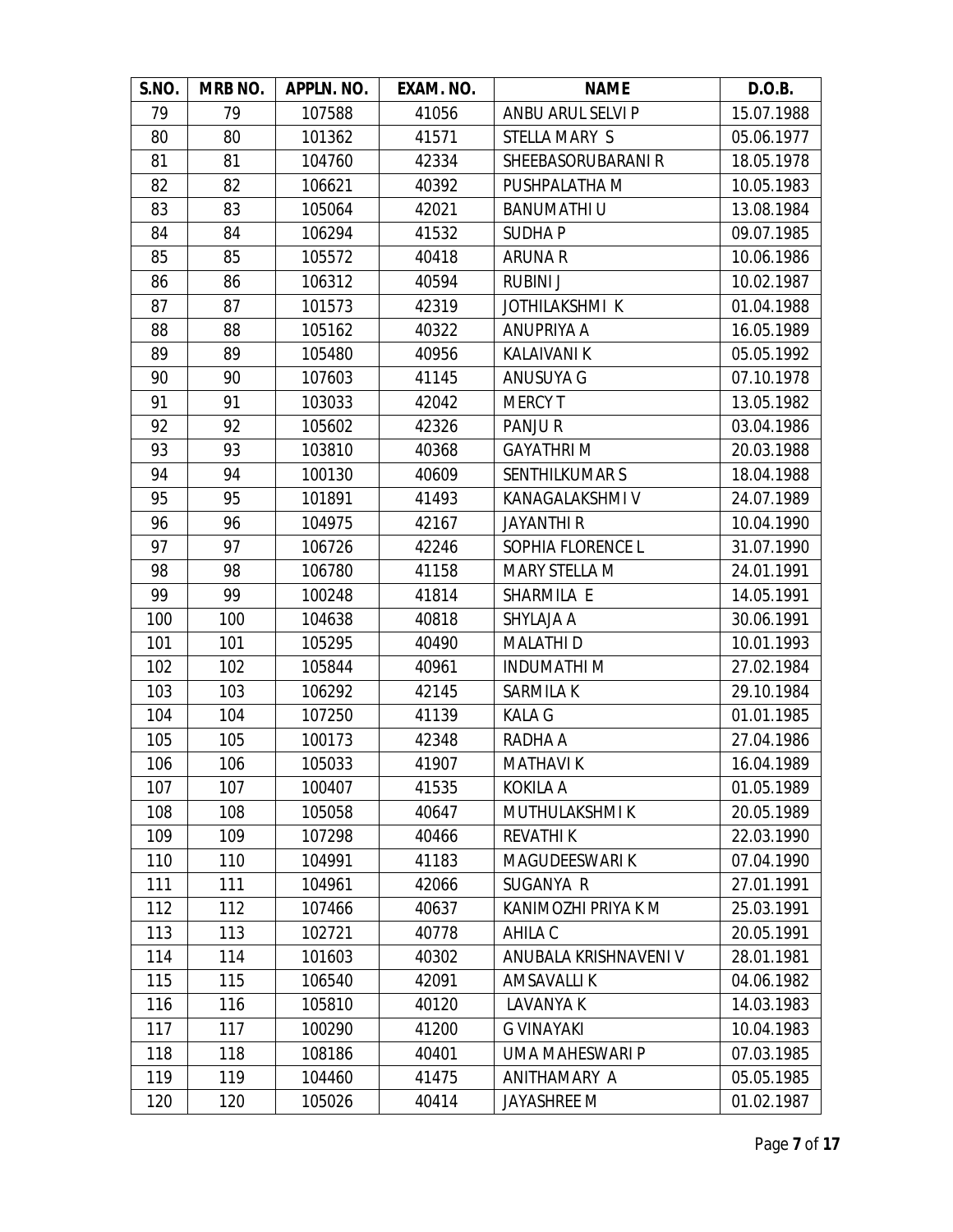| S.NO. | MRB NO. | APPLN. NO. | EXAM. NO. | NAME | D.O.B. |
|---|---|---|---|---|---|
| 79 | 79 | 107588 | 41056 | ANBU ARUL SELVI P | 15.07.1988 |
| 80 | 80 | 101362 | 41571 | STELLA MARY S | 05.06.1977 |
| 81 | 81 | 104760 | 42334 | SHEEBASORUBARANI R | 18.05.1978 |
| 82 | 82 | 106621 | 40392 | PUSHPALATHA M | 10.05.1983 |
| 83 | 83 | 105064 | 42021 | BANUMATHI U | 13.08.1984 |
| 84 | 84 | 106294 | 41532 | SUDHA P | 09.07.1985 |
| 85 | 85 | 105572 | 40418 | ARUNA R | 10.06.1986 |
| 86 | 86 | 106312 | 40594 | RUBINI J | 10.02.1987 |
| 87 | 87 | 101573 | 42319 | JOTHILAKSHMI K | 01.04.1988 |
| 88 | 88 | 105162 | 40322 | ANUPRIYA A | 16.05.1989 |
| 89 | 89 | 105480 | 40956 | KALAIVANI K | 05.05.1992 |
| 90 | 90 | 107603 | 41145 | ANUSUYA G | 07.10.1978 |
| 91 | 91 | 103033 | 42042 | MERCY T | 13.05.1982 |
| 92 | 92 | 105602 | 42326 | PANJU R | 03.04.1986 |
| 93 | 93 | 103810 | 40368 | GAYATHRI M | 20.03.1988 |
| 94 | 94 | 100130 | 40609 | SENTHILKUMAR S | 18.04.1988 |
| 95 | 95 | 101891 | 41493 | KANAGALAKSHMI V | 24.07.1989 |
| 96 | 96 | 104975 | 42167 | JAYANTHI R | 10.04.1990 |
| 97 | 97 | 106726 | 42246 | SOPHIA FLORENCE L | 31.07.1990 |
| 98 | 98 | 106780 | 41158 | MARY STELLA M | 24.01.1991 |
| 99 | 99 | 100248 | 41814 | SHARMILA E | 14.05.1991 |
| 100 | 100 | 104638 | 40818 | SHYLAJA A | 30.06.1991 |
| 101 | 101 | 105295 | 40490 | MALATHI D | 10.01.1993 |
| 102 | 102 | 105844 | 40961 | INDUMATHI M | 27.02.1984 |
| 103 | 103 | 106292 | 42145 | SARMILA K | 29.10.1984 |
| 104 | 104 | 107250 | 41139 | KALA G | 01.01.1985 |
| 105 | 105 | 100173 | 42348 | RADHA A | 27.04.1986 |
| 106 | 106 | 105033 | 41907 | MATHAVI K | 16.04.1989 |
| 107 | 107 | 100407 | 41535 | KOKILA A | 01.05.1989 |
| 108 | 108 | 105058 | 40647 | MUTHULAKSHMI K | 20.05.1989 |
| 109 | 109 | 107298 | 40466 | REVATHI K | 22.03.1990 |
| 110 | 110 | 104991 | 41183 | MAGUDEESWARI K | 07.04.1990 |
| 111 | 111 | 104961 | 42066 | SUGANYA R | 27.01.1991 |
| 112 | 112 | 107466 | 40637 | KANIMOZHI PRIYA K M | 25.03.1991 |
| 113 | 113 | 102721 | 40778 | AHILA C | 20.05.1991 |
| 114 | 114 | 101603 | 40302 | ANUBALA KRISHNAVENI V | 28.01.1981 |
| 115 | 115 | 106540 | 42091 | AMSAVALLI K | 04.06.1982 |
| 116 | 116 | 105810 | 40120 | LAVANYA K | 14.03.1983 |
| 117 | 117 | 100290 | 41200 | G VINAYAKI | 10.04.1983 |
| 118 | 118 | 108186 | 40401 | UMA MAHESWARI P | 07.03.1985 |
| 119 | 119 | 104460 | 41475 | ANITHAMARY A | 05.05.1985 |
| 120 | 120 | 105026 | 40414 | JAYASHREE M | 01.02.1987 |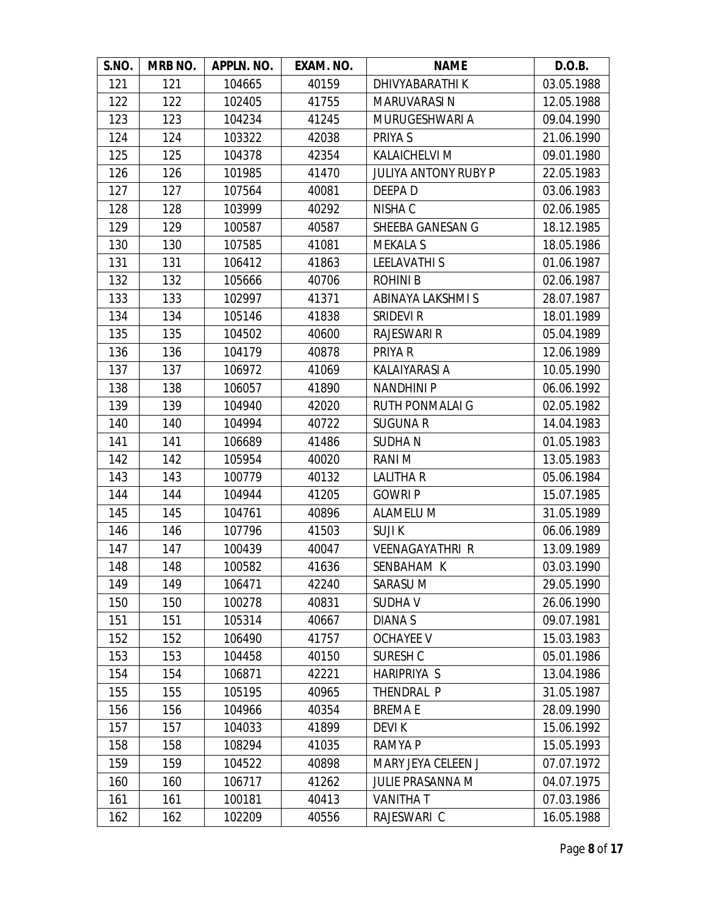| S.NO. | MRB NO. | APPLN. NO. | EXAM. NO. | NAME | D.O.B. |
|---|---|---|---|---|---|
| 121 | 121 | 104665 | 40159 | DHIVYABARATHI K | 03.05.1988 |
| 122 | 122 | 102405 | 41755 | MARUVARASI N | 12.05.1988 |
| 123 | 123 | 104234 | 41245 | MURUGESHWARI A | 09.04.1990 |
| 124 | 124 | 103322 | 42038 | PRIYA S | 21.06.1990 |
| 125 | 125 | 104378 | 42354 | KALAICHELVI M | 09.01.1980 |
| 126 | 126 | 101985 | 41470 | JULIYA ANTONY RUBY P | 22.05.1983 |
| 127 | 127 | 107564 | 40081 | DEEPA D | 03.06.1983 |
| 128 | 128 | 103999 | 40292 | NISHA C | 02.06.1985 |
| 129 | 129 | 100587 | 40587 | SHEEBA GANESAN G | 18.12.1985 |
| 130 | 130 | 107585 | 41081 | MEKALA S | 18.05.1986 |
| 131 | 131 | 106412 | 41863 | LEELAVATHI S | 01.06.1987 |
| 132 | 132 | 105666 | 40706 | ROHINI B | 02.06.1987 |
| 133 | 133 | 102997 | 41371 | ABINAYA LAKSHMI S | 28.07.1987 |
| 134 | 134 | 105146 | 41838 | SRIDEVI R | 18.01.1989 |
| 135 | 135 | 104502 | 40600 | RAJESWARI R | 05.04.1989 |
| 136 | 136 | 104179 | 40878 | PRIYA R | 12.06.1989 |
| 137 | 137 | 106972 | 41069 | KALAIYARASI A | 10.05.1990 |
| 138 | 138 | 106057 | 41890 | NANDHINI P | 06.06.1992 |
| 139 | 139 | 104940 | 42020 | RUTH PONMALAI G | 02.05.1982 |
| 140 | 140 | 104994 | 40722 | SUGUNA R | 14.04.1983 |
| 141 | 141 | 106689 | 41486 | SUDHA N | 01.05.1983 |
| 142 | 142 | 105954 | 40020 | RANI M | 13.05.1983 |
| 143 | 143 | 100779 | 40132 | LALITHA R | 05.06.1984 |
| 144 | 144 | 104944 | 41205 | GOWRI P | 15.07.1985 |
| 145 | 145 | 104761 | 40896 | ALAMELU M | 31.05.1989 |
| 146 | 146 | 107796 | 41503 | SUJI K | 06.06.1989 |
| 147 | 147 | 100439 | 40047 | VEENAGAYATHRI R | 13.09.1989 |
| 148 | 148 | 100582 | 41636 | SENBAHAM K | 03.03.1990 |
| 149 | 149 | 106471 | 42240 | SARASU M | 29.05.1990 |
| 150 | 150 | 100278 | 40831 | SUDHA V | 26.06.1990 |
| 151 | 151 | 105314 | 40667 | DIANA S | 09.07.1981 |
| 152 | 152 | 106490 | 41757 | OCHAYEE V | 15.03.1983 |
| 153 | 153 | 104458 | 40150 | SURESH C | 05.01.1986 |
| 154 | 154 | 106871 | 42221 | HARIPRIYA S | 13.04.1986 |
| 155 | 155 | 105195 | 40965 | THENDRAL P | 31.05.1987 |
| 156 | 156 | 104966 | 40354 | BREMA E | 28.09.1990 |
| 157 | 157 | 104033 | 41899 | DEVI K | 15.06.1992 |
| 158 | 158 | 108294 | 41035 | RAMYA P | 15.05.1993 |
| 159 | 159 | 104522 | 40898 | MARY JEYA CELEEN J | 07.07.1972 |
| 160 | 160 | 106717 | 41262 | JULIE PRASANNA M | 04.07.1975 |
| 161 | 161 | 100181 | 40413 | VANITHA T | 07.03.1986 |
| 162 | 162 | 102209 | 40556 | RAJESWARI C | 16.05.1988 |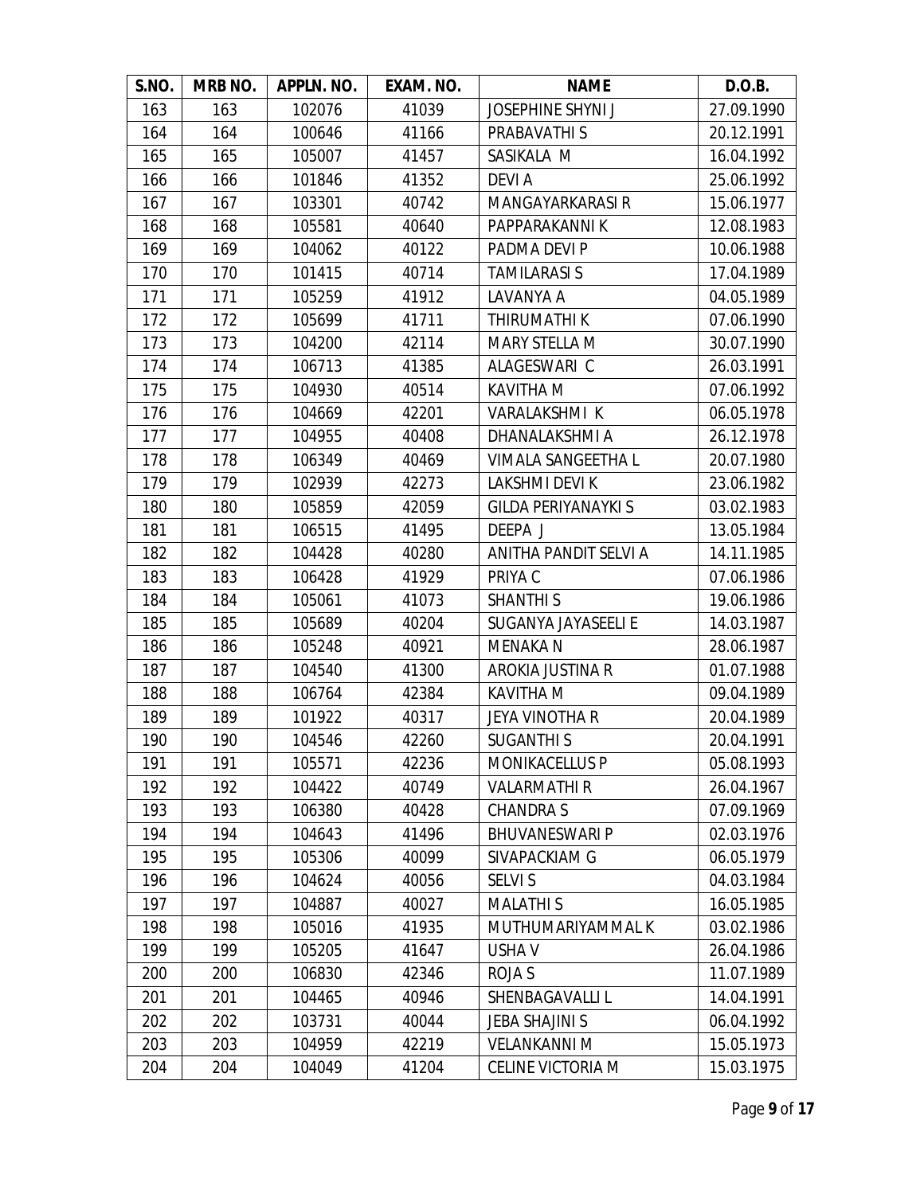| S.NO. | MRB NO. | APPLN. NO. | EXAM. NO. | NAME | D.O.B. |
|---|---|---|---|---|---|
| 163 | 163 | 102076 | 41039 | JOSEPHINE SHYNI J | 27.09.1990 |
| 164 | 164 | 100646 | 41166 | PRABAVATHI S | 20.12.1991 |
| 165 | 165 | 105007 | 41457 | SASIKALA M | 16.04.1992 |
| 166 | 166 | 101846 | 41352 | DEVI A | 25.06.1992 |
| 167 | 167 | 103301 | 40742 | MANGAYARKARASI R | 15.06.1977 |
| 168 | 168 | 105581 | 40640 | PAPPARAKANNI K | 12.08.1983 |
| 169 | 169 | 104062 | 40122 | PADMA DEVI P | 10.06.1988 |
| 170 | 170 | 101415 | 40714 | TAMILARASI S | 17.04.1989 |
| 171 | 171 | 105259 | 41912 | LAVANYA A | 04.05.1989 |
| 172 | 172 | 105699 | 41711 | THIRUMATHI K | 07.06.1990 |
| 173 | 173 | 104200 | 42114 | MARY STELLA M | 30.07.1990 |
| 174 | 174 | 106713 | 41385 | ALAGESWARI C | 26.03.1991 |
| 175 | 175 | 104930 | 40514 | KAVITHA M | 07.06.1992 |
| 176 | 176 | 104669 | 42201 | VARALAKSHMI K | 06.05.1978 |
| 177 | 177 | 104955 | 40408 | DHANALAKSHMI A | 26.12.1978 |
| 178 | 178 | 106349 | 40469 | VIMALA SANGEETHA L | 20.07.1980 |
| 179 | 179 | 102939 | 42273 | LAKSHMI DEVI K | 23.06.1982 |
| 180 | 180 | 105859 | 42059 | GILDA PERIYANAYKI S | 03.02.1983 |
| 181 | 181 | 106515 | 41495 | DEEPA J | 13.05.1984 |
| 182 | 182 | 104428 | 40280 | ANITHA PANDIT SELVI A | 14.11.1985 |
| 183 | 183 | 106428 | 41929 | PRIYA C | 07.06.1986 |
| 184 | 184 | 105061 | 41073 | SHANTHI S | 19.06.1986 |
| 185 | 185 | 105689 | 40204 | SUGANYA JAYASEELI E | 14.03.1987 |
| 186 | 186 | 105248 | 40921 | MENAKA N | 28.06.1987 |
| 187 | 187 | 104540 | 41300 | AROKIA JUSTINA R | 01.07.1988 |
| 188 | 188 | 106764 | 42384 | KAVITHA M | 09.04.1989 |
| 189 | 189 | 101922 | 40317 | JEYA VINOTHA R | 20.04.1989 |
| 190 | 190 | 104546 | 42260 | SUGANTHI S | 20.04.1991 |
| 191 | 191 | 105571 | 42236 | MONIKACELLUS P | 05.08.1993 |
| 192 | 192 | 104422 | 40749 | VALARMATHI R | 26.04.1967 |
| 193 | 193 | 106380 | 40428 | CHANDRA S | 07.09.1969 |
| 194 | 194 | 104643 | 41496 | BHUVANESWARI P | 02.03.1976 |
| 195 | 195 | 105306 | 40099 | SIVAPACKIAM G | 06.05.1979 |
| 196 | 196 | 104624 | 40056 | SELVI S | 04.03.1984 |
| 197 | 197 | 104887 | 40027 | MALATHI S | 16.05.1985 |
| 198 | 198 | 105016 | 41935 | MUTHUMARIYAMMAL K | 03.02.1986 |
| 199 | 199 | 105205 | 41647 | USHA V | 26.04.1986 |
| 200 | 200 | 106830 | 42346 | ROJA S | 11.07.1989 |
| 201 | 201 | 104465 | 40946 | SHENBAGAVALLI L | 14.04.1991 |
| 202 | 202 | 103731 | 40044 | JEBA SHAJINI S | 06.04.1992 |
| 203 | 203 | 104959 | 42219 | VELANKANNI M | 15.05.1973 |
| 204 | 204 | 104049 | 41204 | CELINE VICTORIA M | 15.03.1975 |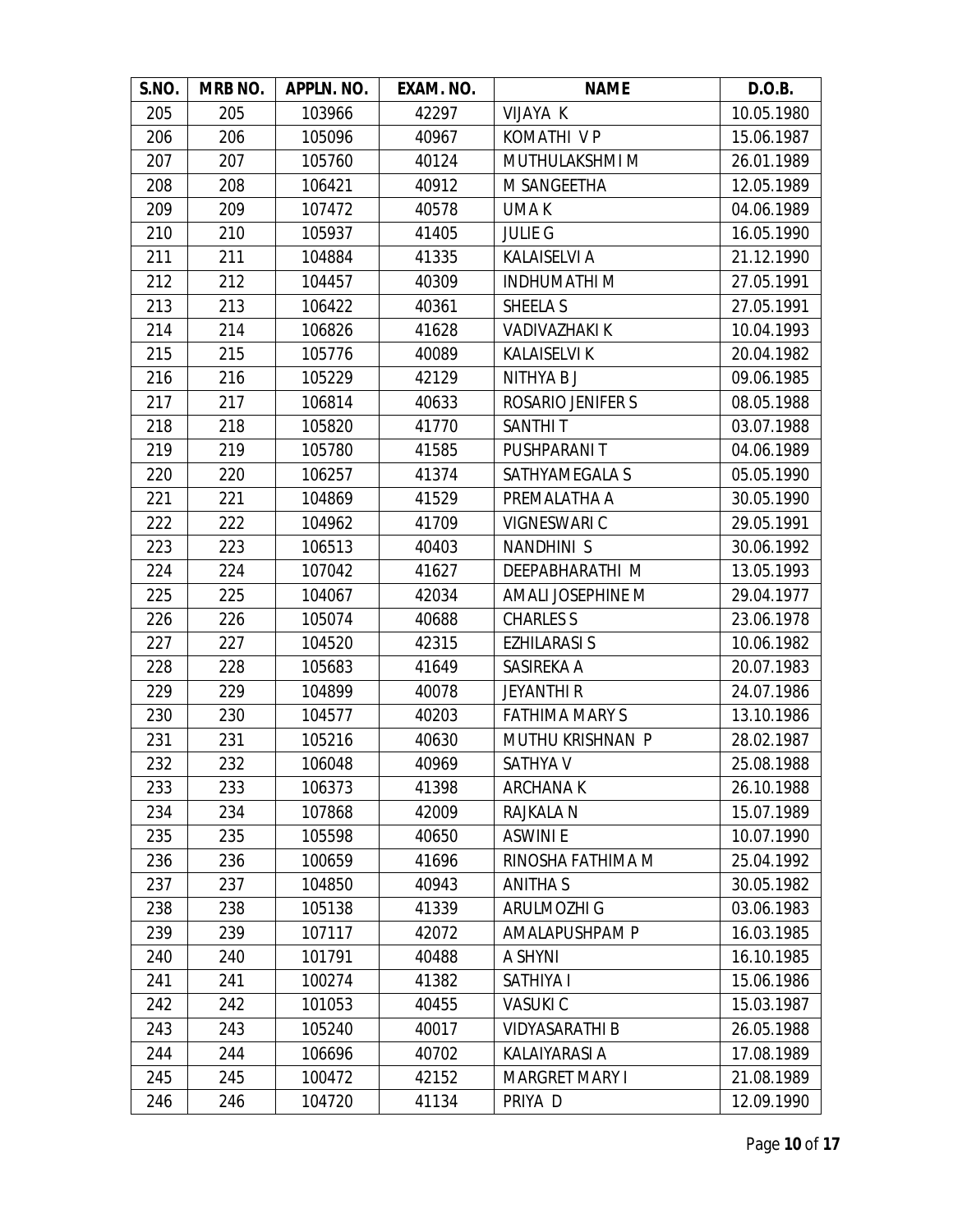| S.NO. | MRB NO. | APPLN. NO. | EXAM. NO. | NAME | D.O.B. |
|---|---|---|---|---|---|
| 205 | 205 | 103966 | 42297 | VIJAYA K | 10.05.1980 |
| 206 | 206 | 105096 | 40967 | KOMATHI V P | 15.06.1987 |
| 207 | 207 | 105760 | 40124 | MUTHULAKSHMI M | 26.01.1989 |
| 208 | 208 | 106421 | 40912 | M SANGEETHA | 12.05.1989 |
| 209 | 209 | 107472 | 40578 | UMA K | 04.06.1989 |
| 210 | 210 | 105937 | 41405 | JULIE G | 16.05.1990 |
| 211 | 211 | 104884 | 41335 | KALAISELVI A | 21.12.1990 |
| 212 | 212 | 104457 | 40309 | INDHUMATHI M | 27.05.1991 |
| 213 | 213 | 106422 | 40361 | SHEELA S | 27.05.1991 |
| 214 | 214 | 106826 | 41628 | VADIVAZHAKI K | 10.04.1993 |
| 215 | 215 | 105776 | 40089 | KALAISELVI K | 20.04.1982 |
| 216 | 216 | 105229 | 42129 | NITHYA B J | 09.06.1985 |
| 217 | 217 | 106814 | 40633 | ROSARIO JENIFER S | 08.05.1988 |
| 218 | 218 | 105820 | 41770 | SANTHI T | 03.07.1988 |
| 219 | 219 | 105780 | 41585 | PUSHPARANI T | 04.06.1989 |
| 220 | 220 | 106257 | 41374 | SATHYAMEGALA S | 05.05.1990 |
| 221 | 221 | 104869 | 41529 | PREMALATHA A | 30.05.1990 |
| 222 | 222 | 104962 | 41709 | VIGNESWARI C | 29.05.1991 |
| 223 | 223 | 106513 | 40403 | NANDHINI S | 30.06.1992 |
| 224 | 224 | 107042 | 41627 | DEEPABHARATHI M | 13.05.1993 |
| 225 | 225 | 104067 | 42034 | AMALI JOSEPHINE M | 29.04.1977 |
| 226 | 226 | 105074 | 40688 | CHARLES S | 23.06.1978 |
| 227 | 227 | 104520 | 42315 | EZHILARASI S | 10.06.1982 |
| 228 | 228 | 105683 | 41649 | SASIREKA A | 20.07.1983 |
| 229 | 229 | 104899 | 40078 | JEYANTHI R | 24.07.1986 |
| 230 | 230 | 104577 | 40203 | FATHIMA MARY S | 13.10.1986 |
| 231 | 231 | 105216 | 40630 | MUTHU KRISHNAN P | 28.02.1987 |
| 232 | 232 | 106048 | 40969 | SATHYA V | 25.08.1988 |
| 233 | 233 | 106373 | 41398 | ARCHANA K | 26.10.1988 |
| 234 | 234 | 107868 | 42009 | RAJKALA N | 15.07.1989 |
| 235 | 235 | 105598 | 40650 | ASWINI E | 10.07.1990 |
| 236 | 236 | 100659 | 41696 | RINOSHA FATHIMA M | 25.04.1992 |
| 237 | 237 | 104850 | 40943 | ANITHA S | 30.05.1982 |
| 238 | 238 | 105138 | 41339 | ARULMOZHI G | 03.06.1983 |
| 239 | 239 | 107117 | 42072 | AMALAPUSHPAM P | 16.03.1985 |
| 240 | 240 | 101791 | 40488 | A SHYNI | 16.10.1985 |
| 241 | 241 | 100274 | 41382 | SATHIYA I | 15.06.1986 |
| 242 | 242 | 101053 | 40455 | VASUKI C | 15.03.1987 |
| 243 | 243 | 105240 | 40017 | VIDYASARATHI B | 26.05.1988 |
| 244 | 244 | 106696 | 40702 | KALAIYARASI A | 17.08.1989 |
| 245 | 245 | 100472 | 42152 | MARGRET MARY I | 21.08.1989 |
| 246 | 246 | 104720 | 41134 | PRIYA D | 12.09.1990 |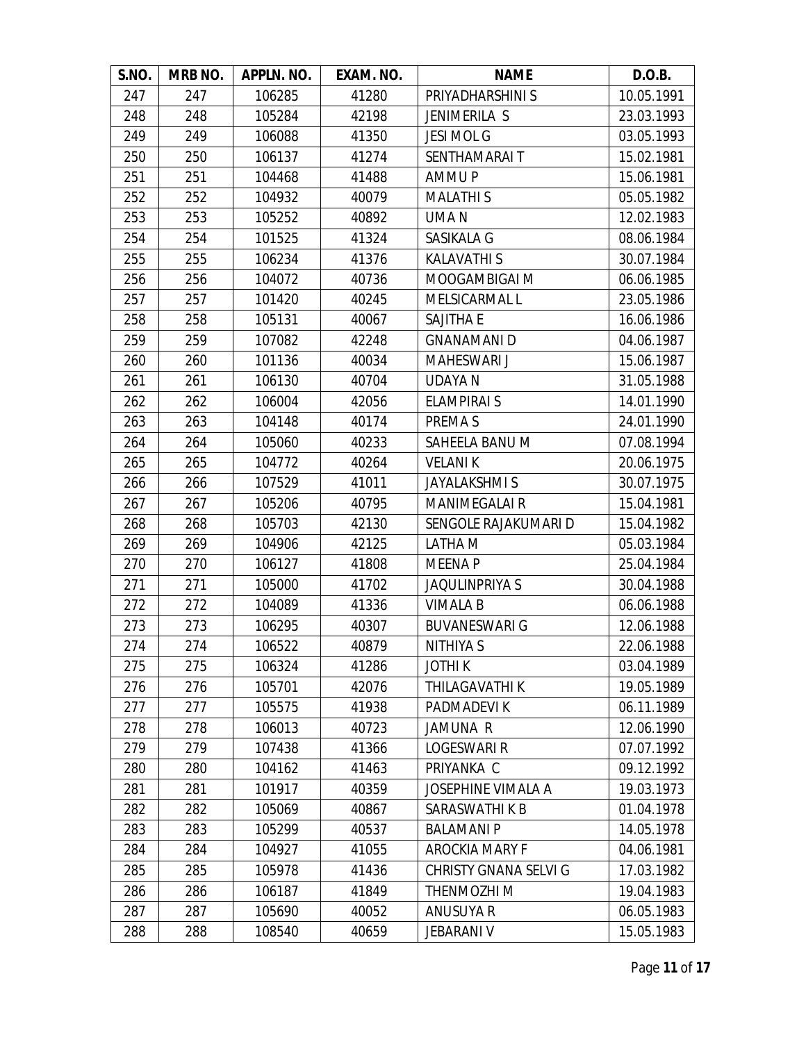| S.NO. | MRB NO. | APPLN. NO. | EXAM. NO. | NAME | D.O.B. |
|---|---|---|---|---|---|
| 247 | 247 | 106285 | 41280 | PRIYADHARSHINI S | 10.05.1991 |
| 248 | 248 | 105284 | 42198 | JENIMERILA S | 23.03.1993 |
| 249 | 249 | 106088 | 41350 | JESI MOL G | 03.05.1993 |
| 250 | 250 | 106137 | 41274 | SENTHAMARAI T | 15.02.1981 |
| 251 | 251 | 104468 | 41488 | AMMU P | 15.06.1981 |
| 252 | 252 | 104932 | 40079 | MALATHI S | 05.05.1982 |
| 253 | 253 | 105252 | 40892 | UMA N | 12.02.1983 |
| 254 | 254 | 101525 | 41324 | SASIKALA G | 08.06.1984 |
| 255 | 255 | 106234 | 41376 | KALAVATHI S | 30.07.1984 |
| 256 | 256 | 104072 | 40736 | MOOGAMBIGAI M | 06.06.1985 |
| 257 | 257 | 101420 | 40245 | MELSICARMAL L | 23.05.1986 |
| 258 | 258 | 105131 | 40067 | SAJITHA E | 16.06.1986 |
| 259 | 259 | 107082 | 42248 | GNANAMANI D | 04.06.1987 |
| 260 | 260 | 101136 | 40034 | MAHESWARI J | 15.06.1987 |
| 261 | 261 | 106130 | 40704 | UDAYA N | 31.05.1988 |
| 262 | 262 | 106004 | 42056 | ELAMPIRAI S | 14.01.1990 |
| 263 | 263 | 104148 | 40174 | PREMA S | 24.01.1990 |
| 264 | 264 | 105060 | 40233 | SAHEELA BANU M | 07.08.1994 |
| 265 | 265 | 104772 | 40264 | VELANI K | 20.06.1975 |
| 266 | 266 | 107529 | 41011 | JAYALAKSHMI S | 30.07.1975 |
| 267 | 267 | 105206 | 40795 | MANIMEGALAI R | 15.04.1981 |
| 268 | 268 | 105703 | 42130 | SENGOLE RAJAKUMARI D | 15.04.1982 |
| 269 | 269 | 104906 | 42125 | LATHA M | 05.03.1984 |
| 270 | 270 | 106127 | 41808 | MEENA P | 25.04.1984 |
| 271 | 271 | 105000 | 41702 | JAQULINPRIYA S | 30.04.1988 |
| 272 | 272 | 104089 | 41336 | VIMALA B | 06.06.1988 |
| 273 | 273 | 106295 | 40307 | BUVANESWARI G | 12.06.1988 |
| 274 | 274 | 106522 | 40879 | NITHIYA S | 22.06.1988 |
| 275 | 275 | 106324 | 41286 | JOTHI K | 03.04.1989 |
| 276 | 276 | 105701 | 42076 | THILAGAVATHI K | 19.05.1989 |
| 277 | 277 | 105575 | 41938 | PADMADEVI K | 06.11.1989 |
| 278 | 278 | 106013 | 40723 | JAMUNA R | 12.06.1990 |
| 279 | 279 | 107438 | 41366 | LOGESWARI R | 07.07.1992 |
| 280 | 280 | 104162 | 41463 | PRIYANKA C | 09.12.1992 |
| 281 | 281 | 101917 | 40359 | JOSEPHINE VIMALA A | 19.03.1973 |
| 282 | 282 | 105069 | 40867 | SARASWATHI K B | 01.04.1978 |
| 283 | 283 | 105299 | 40537 | BALAMANI P | 14.05.1978 |
| 284 | 284 | 104927 | 41055 | AROCKIA MARY F | 04.06.1981 |
| 285 | 285 | 105978 | 41436 | CHRISTY GNANA SELVI G | 17.03.1982 |
| 286 | 286 | 106187 | 41849 | THENMOZHI M | 19.04.1983 |
| 287 | 287 | 105690 | 40052 | ANUSUYA R | 06.05.1983 |
| 288 | 288 | 108540 | 40659 | JEBARANI V | 15.05.1983 |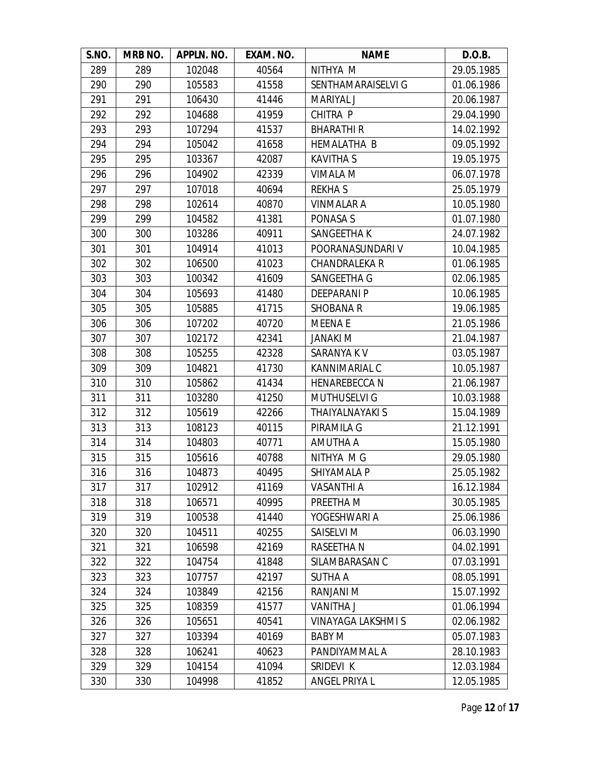| S.NO. | MRB NO. | APPLN. NO. | EXAM. NO. | NAME | D.O.B. |
|---|---|---|---|---|---|
| 289 | 289 | 102048 | 40564 | NITHYA M | 29.05.1985 |
| 290 | 290 | 105583 | 41558 | SENTHAMARAISELVI G | 01.06.1986 |
| 291 | 291 | 106430 | 41446 | MARIYAL J | 20.06.1987 |
| 292 | 292 | 104688 | 41959 | CHITRA P | 29.04.1990 |
| 293 | 293 | 107294 | 41537 | BHARATHI R | 14.02.1992 |
| 294 | 294 | 105042 | 41658 | HEMALATHA B | 09.05.1992 |
| 295 | 295 | 103367 | 42087 | KAVITHA S | 19.05.1975 |
| 296 | 296 | 104902 | 42339 | VIMALA M | 06.07.1978 |
| 297 | 297 | 107018 | 40694 | REKHA S | 25.05.1979 |
| 298 | 298 | 102614 | 40870 | VINMALAR A | 10.05.1980 |
| 299 | 299 | 104582 | 41381 | PONASA S | 01.07.1980 |
| 300 | 300 | 103286 | 40911 | SANGEETHA K | 24.07.1982 |
| 301 | 301 | 104914 | 41013 | POORANASUNDARI V | 10.04.1985 |
| 302 | 302 | 106500 | 41023 | CHANDRALEKA R | 01.06.1985 |
| 303 | 303 | 100342 | 41609 | SANGEETHA G | 02.06.1985 |
| 304 | 304 | 105693 | 41480 | DEEPARANI P | 10.06.1985 |
| 305 | 305 | 105885 | 41715 | SHOBANA R | 19.06.1985 |
| 306 | 306 | 107202 | 40720 | MEENA E | 21.05.1986 |
| 307 | 307 | 102172 | 42341 | JANAKI M | 21.04.1987 |
| 308 | 308 | 105255 | 42328 | SARANYA K V | 03.05.1987 |
| 309 | 309 | 104821 | 41730 | KANNIMARIAL C | 10.05.1987 |
| 310 | 310 | 105862 | 41434 | HENAREBECCA N | 21.06.1987 |
| 311 | 311 | 103280 | 41250 | MUTHUSELVI G | 10.03.1988 |
| 312 | 312 | 105619 | 42266 | THAIYALNAYAKI S | 15.04.1989 |
| 313 | 313 | 108123 | 40115 | PIRAMILA G | 21.12.1991 |
| 314 | 314 | 104803 | 40771 | AMUTHA A | 15.05.1980 |
| 315 | 315 | 105616 | 40788 | NITHYA M G | 29.05.1980 |
| 316 | 316 | 104873 | 40495 | SHIYAMALA P | 25.05.1982 |
| 317 | 317 | 102912 | 41169 | VASANTHI A | 16.12.1984 |
| 318 | 318 | 106571 | 40995 | PREETHA M | 30.05.1985 |
| 319 | 319 | 100538 | 41440 | YOGESHWARI A | 25.06.1986 |
| 320 | 320 | 104511 | 40255 | SAISELVI M | 06.03.1990 |
| 321 | 321 | 106598 | 42169 | RASEETHA N | 04.02.1991 |
| 322 | 322 | 104754 | 41848 | SILAMBARASAN C | 07.03.1991 |
| 323 | 323 | 107757 | 42197 | SUTHA A | 08.05.1991 |
| 324 | 324 | 103849 | 42156 | RANJANI M | 15.07.1992 |
| 325 | 325 | 108359 | 41577 | VANITHA J | 01.06.1994 |
| 326 | 326 | 105651 | 40541 | VINAYAGA LAKSHMI S | 02.06.1982 |
| 327 | 327 | 103394 | 40169 | BABY M | 05.07.1983 |
| 328 | 328 | 106241 | 40623 | PANDIYAMMAL A | 28.10.1983 |
| 329 | 329 | 104154 | 41094 | SRIDEVI K | 12.03.1984 |
| 330 | 330 | 104998 | 41852 | ANGEL PRIYA L | 12.05.1985 |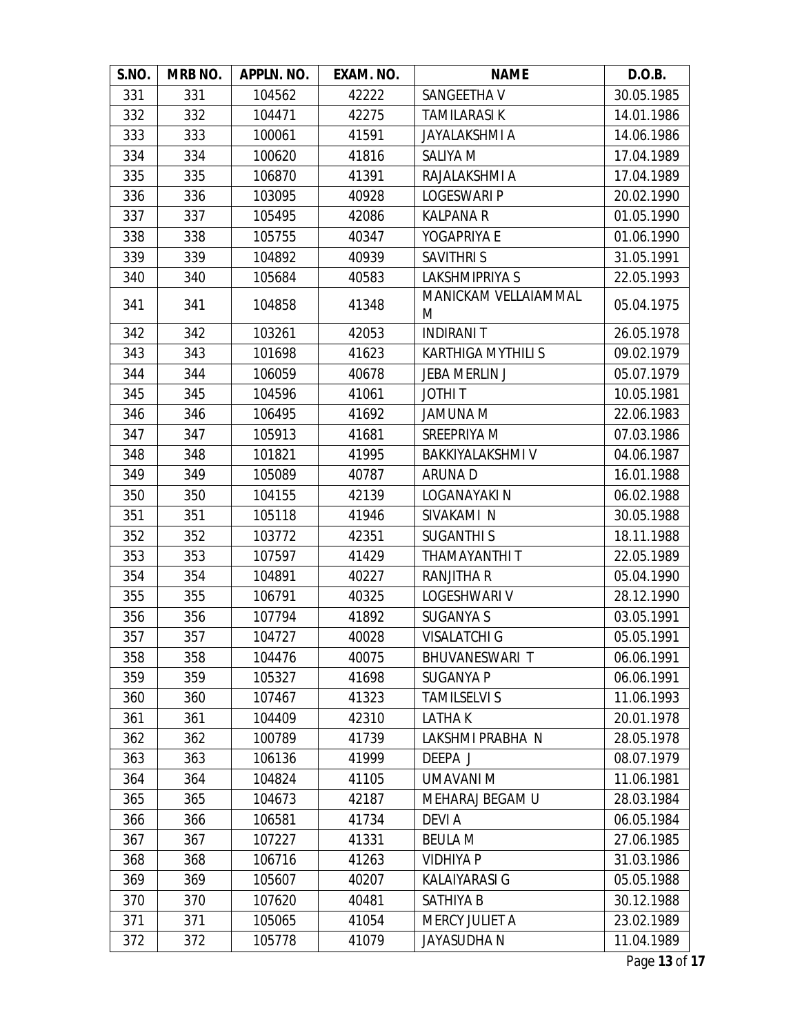| S.NO. | MRB NO. | APPLN. NO. | EXAM. NO. | NAME | D.O.B. |
|---|---|---|---|---|---|
| 331 | 331 | 104562 | 42222 | SANGEETHA V | 30.05.1985 |
| 332 | 332 | 104471 | 42275 | TAMILARASI K | 14.01.1986 |
| 333 | 333 | 100061 | 41591 | JAYALAKSHMI A | 14.06.1986 |
| 334 | 334 | 100620 | 41816 | SALIYA M | 17.04.1989 |
| 335 | 335 | 106870 | 41391 | RAJALAKSHMI A | 17.04.1989 |
| 336 | 336 | 103095 | 40928 | LOGESWARI P | 20.02.1990 |
| 337 | 337 | 105495 | 42086 | KALPANA R | 01.05.1990 |
| 338 | 338 | 105755 | 40347 | YOGAPRIYA E | 01.06.1990 |
| 339 | 339 | 104892 | 40939 | SAVITHRI S | 31.05.1991 |
| 340 | 340 | 105684 | 40583 | LAKSHMIPRIYA S | 22.05.1993 |
| 341 | 341 | 104858 | 41348 | MANICKAM VELLAIAMMAL M | 05.04.1975 |
| 342 | 342 | 103261 | 42053 | INDIRANI T | 26.05.1978 |
| 343 | 343 | 101698 | 41623 | KARTHIGA MYTHILI S | 09.02.1979 |
| 344 | 344 | 106059 | 40678 | JEBA MERLIN J | 05.07.1979 |
| 345 | 345 | 104596 | 41061 | JOTHI T | 10.05.1981 |
| 346 | 346 | 106495 | 41692 | JAMUNA M | 22.06.1983 |
| 347 | 347 | 105913 | 41681 | SREEPRIYA M | 07.03.1986 |
| 348 | 348 | 101821 | 41995 | BAKKIYALAKSHMI V | 04.06.1987 |
| 349 | 349 | 105089 | 40787 | ARUNA D | 16.01.1988 |
| 350 | 350 | 104155 | 42139 | LOGANAYAKI N | 06.02.1988 |
| 351 | 351 | 105118 | 41946 | SIVAKAMI N | 30.05.1988 |
| 352 | 352 | 103772 | 42351 | SUGANTHI S | 18.11.1988 |
| 353 | 353 | 107597 | 41429 | THAMAYANTHI T | 22.05.1989 |
| 354 | 354 | 104891 | 40227 | RANJITHA R | 05.04.1990 |
| 355 | 355 | 106791 | 40325 | LOGESHWARI V | 28.12.1990 |
| 356 | 356 | 107794 | 41892 | SUGANYA S | 03.05.1991 |
| 357 | 357 | 104727 | 40028 | VISALATCHI G | 05.05.1991 |
| 358 | 358 | 104476 | 40075 | BHUVANESWARI T | 06.06.1991 |
| 359 | 359 | 105327 | 41698 | SUGANYA P | 06.06.1991 |
| 360 | 360 | 107467 | 41323 | TAMILSELVI S | 11.06.1993 |
| 361 | 361 | 104409 | 42310 | LATHA K | 20.01.1978 |
| 362 | 362 | 100789 | 41739 | LAKSHMI PRABHA N | 28.05.1978 |
| 363 | 363 | 106136 | 41999 | DEEPA J | 08.07.1979 |
| 364 | 364 | 104824 | 41105 | UMAVANI M | 11.06.1981 |
| 365 | 365 | 104673 | 42187 | MEHARAJ BEGAM U | 28.03.1984 |
| 366 | 366 | 106581 | 41734 | DEVI A | 06.05.1984 |
| 367 | 367 | 107227 | 41331 | BEULA M | 27.06.1985 |
| 368 | 368 | 106716 | 41263 | VIDHIYA P | 31.03.1986 |
| 369 | 369 | 105607 | 40207 | KALAIYARASI G | 05.05.1988 |
| 370 | 370 | 107620 | 40481 | SATHIYA B | 30.12.1988 |
| 371 | 371 | 105065 | 41054 | MERCY JULIET A | 23.02.1989 |
| 372 | 372 | 105778 | 41079 | JAYASUDHA N | 11.04.1989 |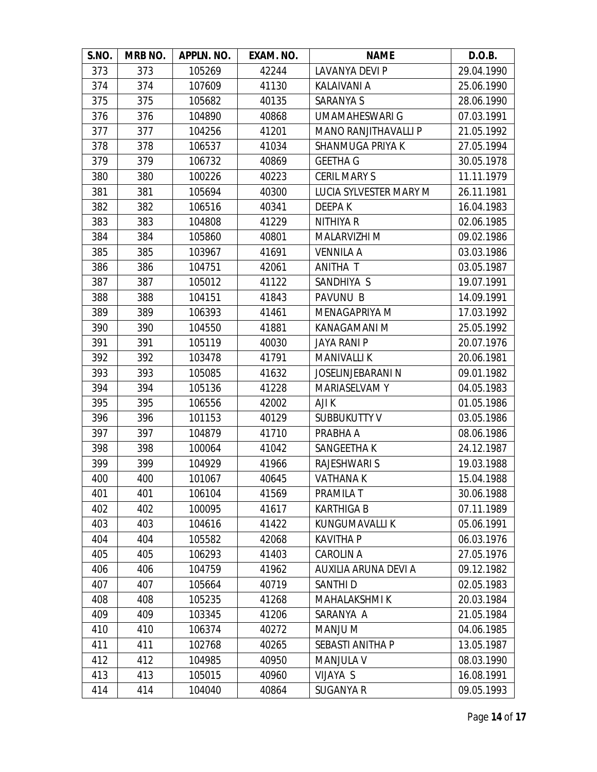| S.NO. | MRB NO. | APPLN. NO. | EXAM. NO. | NAME | D.O.B. |
|---|---|---|---|---|---|
| 373 | 373 | 105269 | 42244 | LAVANYA DEVI P | 29.04.1990 |
| 374 | 374 | 107609 | 41130 | KALAIVANI A | 25.06.1990 |
| 375 | 375 | 105682 | 40135 | SARANYA S | 28.06.1990 |
| 376 | 376 | 104890 | 40868 | UMAMAHESWARI G | 07.03.1991 |
| 377 | 377 | 104256 | 41201 | MANO RANJITHAVALLI P | 21.05.1992 |
| 378 | 378 | 106537 | 41034 | SHANMUGA PRIYA K | 27.05.1994 |
| 379 | 379 | 106732 | 40869 | GEETHA G | 30.05.1978 |
| 380 | 380 | 100226 | 40223 | CERIL MARY S | 11.11.1979 |
| 381 | 381 | 105694 | 40300 | LUCIA SYLVESTER MARY M | 26.11.1981 |
| 382 | 382 | 106516 | 40341 | DEEPA K | 16.04.1983 |
| 383 | 383 | 104808 | 41229 | NITHIYA R | 02.06.1985 |
| 384 | 384 | 105860 | 40801 | MALARVIZHI M | 09.02.1986 |
| 385 | 385 | 103967 | 41691 | VENNILA A | 03.03.1986 |
| 386 | 386 | 104751 | 42061 | ANITHA T | 03.05.1987 |
| 387 | 387 | 105012 | 41122 | SANDHIYA S | 19.07.1991 |
| 388 | 388 | 104151 | 41843 | PAVUNU B | 14.09.1991 |
| 389 | 389 | 106393 | 41461 | MENAGAPRIYA M | 17.03.1992 |
| 390 | 390 | 104550 | 41881 | KANAGAMANI M | 25.05.1992 |
| 391 | 391 | 105119 | 40030 | JAYA RANI P | 20.07.1976 |
| 392 | 392 | 103478 | 41791 | MANIVALLI K | 20.06.1981 |
| 393 | 393 | 105085 | 41632 | JOSELINJEBARANI N | 09.01.1982 |
| 394 | 394 | 105136 | 41228 | MARIASELVAM Y | 04.05.1983 |
| 395 | 395 | 106556 | 42002 | AJI K | 01.05.1986 |
| 396 | 396 | 101153 | 40129 | SUBBUKUTTY V | 03.05.1986 |
| 397 | 397 | 104879 | 41710 | PRABHA A | 08.06.1986 |
| 398 | 398 | 100064 | 41042 | SANGEETHA K | 24.12.1987 |
| 399 | 399 | 104929 | 41966 | RAJESHWARI S | 19.03.1988 |
| 400 | 400 | 101067 | 40645 | VATHANA K | 15.04.1988 |
| 401 | 401 | 106104 | 41569 | PRAMILA T | 30.06.1988 |
| 402 | 402 | 100095 | 41617 | KARTHIGA B | 07.11.1989 |
| 403 | 403 | 104616 | 41422 | KUNGUMAVALLI K | 05.06.1991 |
| 404 | 404 | 105582 | 42068 | KAVITHA P | 06.03.1976 |
| 405 | 405 | 106293 | 41403 | CAROLIN A | 27.05.1976 |
| 406 | 406 | 104759 | 41962 | AUXILIA ARUNA DEVI A | 09.12.1982 |
| 407 | 407 | 105664 | 40719 | SANTHI D | 02.05.1983 |
| 408 | 408 | 105235 | 41268 | MAHALAKSHMI K | 20.03.1984 |
| 409 | 409 | 103345 | 41206 | SARANYA A | 21.05.1984 |
| 410 | 410 | 106374 | 40272 | MANJU M | 04.06.1985 |
| 411 | 411 | 102768 | 40265 | SEBASTI ANITHA P | 13.05.1987 |
| 412 | 412 | 104985 | 40950 | MANJULA V | 08.03.1990 |
| 413 | 413 | 105015 | 40960 | VIJAYA S | 16.08.1991 |
| 414 | 414 | 104040 | 40864 | SUGANYA R | 09.05.1993 |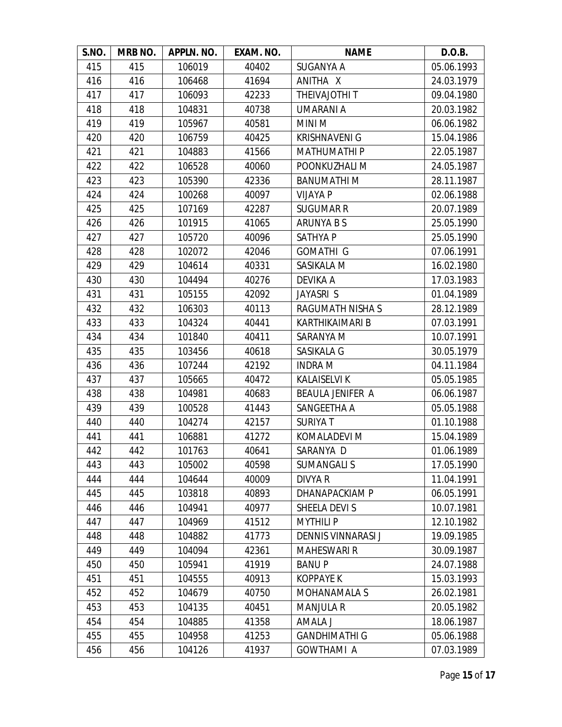| S.NO. | MRB NO. | APPLN. NO. | EXAM. NO. | NAME | D.O.B. |
|---|---|---|---|---|---|
| 415 | 415 | 106019 | 40402 | SUGANYA A | 05.06.1993 |
| 416 | 416 | 106468 | 41694 | ANITHA X | 24.03.1979 |
| 417 | 417 | 106093 | 42233 | THEIVAJOTHI T | 09.04.1980 |
| 418 | 418 | 104831 | 40738 | UMARANI A | 20.03.1982 |
| 419 | 419 | 105967 | 40581 | MINI M | 06.06.1982 |
| 420 | 420 | 106759 | 40425 | KRISHNAVENI G | 15.04.1986 |
| 421 | 421 | 104883 | 41566 | MATHUMATHI P | 22.05.1987 |
| 422 | 422 | 106528 | 40060 | POONKUZHALI M | 24.05.1987 |
| 423 | 423 | 105390 | 42336 | BANUMATHI M | 28.11.1987 |
| 424 | 424 | 100268 | 40097 | VIJAYA P | 02.06.1988 |
| 425 | 425 | 107169 | 42287 | SUGUMAR R | 20.07.1989 |
| 426 | 426 | 101915 | 41065 | ARUNYA B S | 25.05.1990 |
| 427 | 427 | 105720 | 40096 | SATHYA P | 25.05.1990 |
| 428 | 428 | 102072 | 42046 | GOMATHI G | 07.06.1991 |
| 429 | 429 | 104614 | 40331 | SASIKALA M | 16.02.1980 |
| 430 | 430 | 104494 | 40276 | DEVIKA A | 17.03.1983 |
| 431 | 431 | 105155 | 42092 | JAYASRI S | 01.04.1989 |
| 432 | 432 | 106303 | 40113 | RAGUMATH NISHA S | 28.12.1989 |
| 433 | 433 | 104324 | 40441 | KARTHIKAIMARI B | 07.03.1991 |
| 434 | 434 | 101840 | 40411 | SARANYA M | 10.07.1991 |
| 435 | 435 | 103456 | 40618 | SASIKALA G | 30.05.1979 |
| 436 | 436 | 107244 | 42192 | INDRA M | 04.11.1984 |
| 437 | 437 | 105665 | 40472 | KALAISELVI K | 05.05.1985 |
| 438 | 438 | 104981 | 40683 | BEAULA JENIFER A | 06.06.1987 |
| 439 | 439 | 100528 | 41443 | SANGEETHA A | 05.05.1988 |
| 440 | 440 | 104274 | 42157 | SURIYA T | 01.10.1988 |
| 441 | 441 | 106881 | 41272 | KOMALADEVI M | 15.04.1989 |
| 442 | 442 | 101763 | 40641 | SARANYA D | 01.06.1989 |
| 443 | 443 | 105002 | 40598 | SUMANGALI S | 17.05.1990 |
| 444 | 444 | 104644 | 40009 | DIVYA R | 11.04.1991 |
| 445 | 445 | 103818 | 40893 | DHANAPACKIAM P | 06.05.1991 |
| 446 | 446 | 104941 | 40977 | SHEELA DEVI S | 10.07.1981 |
| 447 | 447 | 104969 | 41512 | MYTHILI P | 12.10.1982 |
| 448 | 448 | 104882 | 41773 | DENNIS VINNARASI J | 19.09.1985 |
| 449 | 449 | 104094 | 42361 | MAHESWARI R | 30.09.1987 |
| 450 | 450 | 105941 | 41919 | BANU P | 24.07.1988 |
| 451 | 451 | 104555 | 40913 | KOPPAYE K | 15.03.1993 |
| 452 | 452 | 104679 | 40750 | MOHANAMALA S | 26.02.1981 |
| 453 | 453 | 104135 | 40451 | MANJULA R | 20.05.1982 |
| 454 | 454 | 104885 | 41358 | AMALA J | 18.06.1987 |
| 455 | 455 | 104958 | 41253 | GANDHIMATHI G | 05.06.1988 |
| 456 | 456 | 104126 | 41937 | GOWTHAMI A | 07.03.1989 |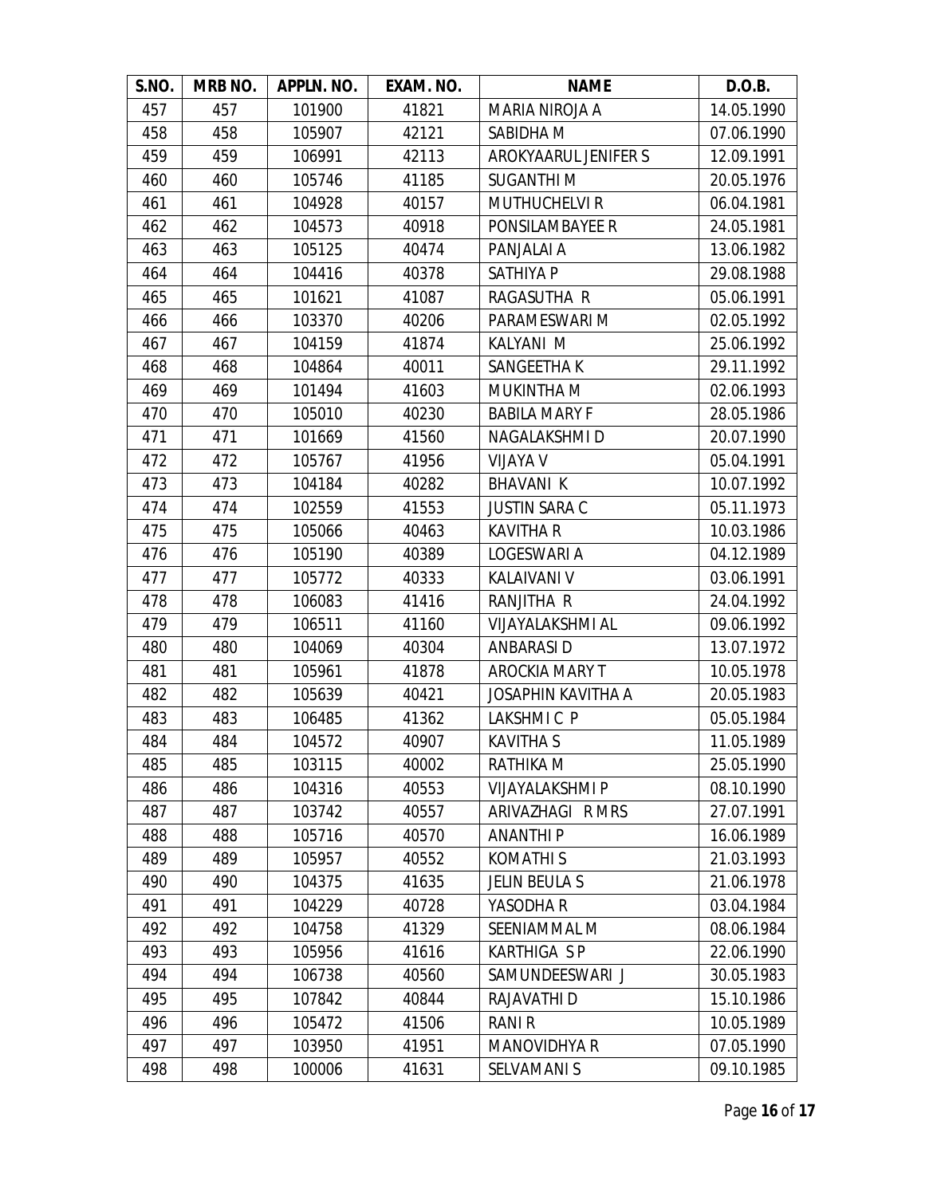| S.NO. | MRB NO. | APPLN. NO. | EXAM. NO. | NAME | D.O.B. |
|---|---|---|---|---|---|
| 457 | 457 | 101900 | 41821 | MARIA NIROJA A | 14.05.1990 |
| 458 | 458 | 105907 | 42121 | SABIDHA M | 07.06.1990 |
| 459 | 459 | 106991 | 42113 | AROKYAARUL JENIFER S | 12.09.1991 |
| 460 | 460 | 105746 | 41185 | SUGANTHI M | 20.05.1976 |
| 461 | 461 | 104928 | 40157 | MUTHUCHELVI R | 06.04.1981 |
| 462 | 462 | 104573 | 40918 | PONSILAMBAYEE R | 24.05.1981 |
| 463 | 463 | 105125 | 40474 | PANJALAI A | 13.06.1982 |
| 464 | 464 | 104416 | 40378 | SATHIYA P | 29.08.1988 |
| 465 | 465 | 101621 | 41087 | RAGASUTHA R | 05.06.1991 |
| 466 | 466 | 103370 | 40206 | PARAMESWARI M | 02.05.1992 |
| 467 | 467 | 104159 | 41874 | KALYANI M | 25.06.1992 |
| 468 | 468 | 104864 | 40011 | SANGEETHA K | 29.11.1992 |
| 469 | 469 | 101494 | 41603 | MUKINTHA M | 02.06.1993 |
| 470 | 470 | 105010 | 40230 | BABILA MARY F | 28.05.1986 |
| 471 | 471 | 101669 | 41560 | NAGALAKSHMI D | 20.07.1990 |
| 472 | 472 | 105767 | 41956 | VIJAYA V | 05.04.1991 |
| 473 | 473 | 104184 | 40282 | BHAVANI K | 10.07.1992 |
| 474 | 474 | 102559 | 41553 | JUSTIN SARA C | 05.11.1973 |
| 475 | 475 | 105066 | 40463 | KAVITHA R | 10.03.1986 |
| 476 | 476 | 105190 | 40389 | LOGESWARI A | 04.12.1989 |
| 477 | 477 | 105772 | 40333 | KALAIVANI V | 03.06.1991 |
| 478 | 478 | 106083 | 41416 | RANJITHA R | 24.04.1992 |
| 479 | 479 | 106511 | 41160 | VIJAYALAKSHMI AL | 09.06.1992 |
| 480 | 480 | 104069 | 40304 | ANBARASI D | 13.07.1972 |
| 481 | 481 | 105961 | 41878 | AROCKIA MARY T | 10.05.1978 |
| 482 | 482 | 105639 | 40421 | JOSAPHIN KAVITHA A | 20.05.1983 |
| 483 | 483 | 106485 | 41362 | LAKSHMI C P | 05.05.1984 |
| 484 | 484 | 104572 | 40907 | KAVITHA S | 11.05.1989 |
| 485 | 485 | 103115 | 40002 | RATHIKA M | 25.05.1990 |
| 486 | 486 | 104316 | 40553 | VIJAYALAKSHMI P | 08.10.1990 |
| 487 | 487 | 103742 | 40557 | ARIVAZHAGI R MRS | 27.07.1991 |
| 488 | 488 | 105716 | 40570 | ANANTHI P | 16.06.1989 |
| 489 | 489 | 105957 | 40552 | KOMATHI S | 21.03.1993 |
| 490 | 490 | 104375 | 41635 | JELIN BEULA S | 21.06.1978 |
| 491 | 491 | 104229 | 40728 | YASODHA R | 03.04.1984 |
| 492 | 492 | 104758 | 41329 | SEENIAMMAL M | 08.06.1984 |
| 493 | 493 | 105956 | 41616 | KARTHIGA S P | 22.06.1990 |
| 494 | 494 | 106738 | 40560 | SAMUNDEESWARI J | 30.05.1983 |
| 495 | 495 | 107842 | 40844 | RAJAVATHI D | 15.10.1986 |
| 496 | 496 | 105472 | 41506 | RANI R | 10.05.1989 |
| 497 | 497 | 103950 | 41951 | MANOVIDHYA R | 07.05.1990 |
| 498 | 498 | 100006 | 41631 | SELVAMANI S | 09.10.1985 |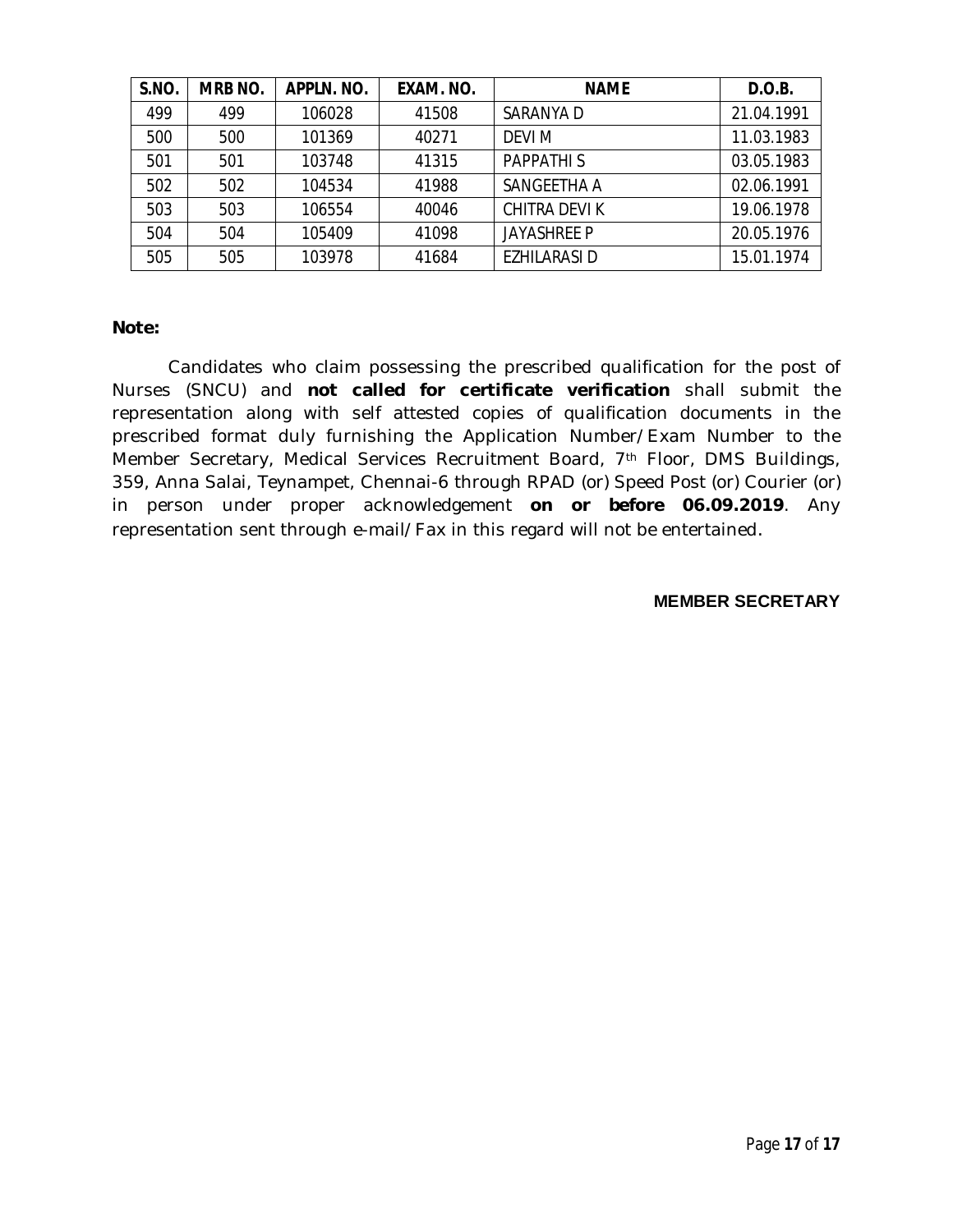| S.NO. | MRB NO. | APPLN. NO. | EXAM. NO. | NAME | D.O.B. |
|---|---|---|---|---|---|
| 499 | 499 | 106028 | 41508 | SARANYA D | 21.04.1991 |
| 500 | 500 | 101369 | 40271 | DEVI M | 11.03.1983 |
| 501 | 501 | 103748 | 41315 | PAPPATHI S | 03.05.1983 |
| 502 | 502 | 104534 | 41988 | SANGEETHA A | 02.06.1991 |
| 503 | 503 | 106554 | 40046 | CHITRA DEVI K | 19.06.1978 |
| 504 | 504 | 105409 | 41098 | JAYASHREE P | 20.05.1976 |
| 505 | 505 | 103978 | 41684 | EZHILARASI D | 15.01.1974 |

**Note:**

Candidates who claim possessing the prescribed qualification for the post of Nurses (SNCU) and **not called for certificate verification** shall submit the representation along with self attested copies of qualification documents in the prescribed format duly furnishing the Application Number/Exam Number to the Member Secretary, Medical Services Recruitment Board, 7th Floor, DMS Buildings, 359, Anna Salai, Teynampet, Chennai-6 through RPAD (or) Speed Post (or) Courier (or) in person under proper acknowledgement **on or before 06.09.2019**. Any representation sent through e-mail/Fax in this regard will not be entertained.

**MEMBER SECRETARY**